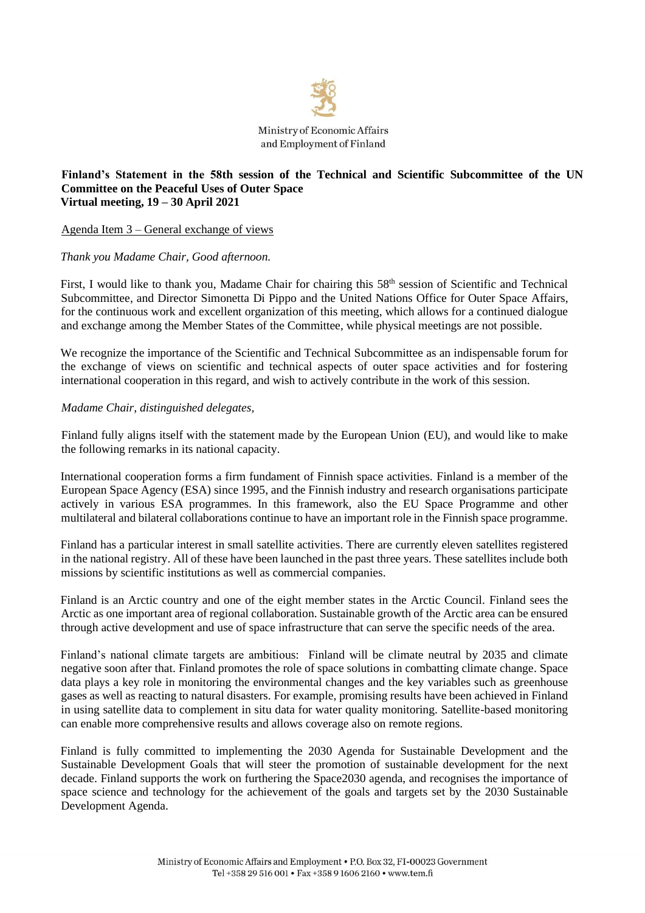Ministry of Economic Affairs and Employment of Finland

**Finland's Statement in the 58th session of the Technical and Scientific Subcommittee of the UN Committee on the Peaceful Uses of Outer Space**
**Virtual meeting, 19 – 30 April 2021**

Agenda Item 3 – General exchange of views

*Thank you Madame Chair, Good afternoon.*

First, I would like to thank you, Madame Chair for chairing this 58th session of Scientific and Technical Subcommittee, and Director Simonetta Di Pippo and the United Nations Office for Outer Space Affairs, for the continuous work and excellent organization of this meeting, which allows for a continued dialogue and exchange among the Member States of the Committee, while physical meetings are not possible.

We recognize the importance of the Scientific and Technical Subcommittee as an indispensable forum for the exchange of views on scientific and technical aspects of outer space activities and for fostering international cooperation in this regard, and wish to actively contribute in the work of this session.

*Madame Chair, distinguished delegates,*

Finland fully aligns itself with the statement made by the European Union (EU), and would like to make the following remarks in its national capacity.

International cooperation forms a firm fundament of Finnish space activities. Finland is a member of the European Space Agency (ESA) since 1995, and the Finnish industry and research organisations participate actively in various ESA programmes. In this framework, also the EU Space Programme and other multilateral and bilateral collaborations continue to have an important role in the Finnish space programme.

Finland has a particular interest in small satellite activities. There are currently eleven satellites registered in the national registry. All of these have been launched in the past three years. These satellites include both missions by scientific institutions as well as commercial companies.

Finland is an Arctic country and one of the eight member states in the Arctic Council. Finland sees the Arctic as one important area of regional collaboration. Sustainable growth of the Arctic area can be ensured through active development and use of space infrastructure that can serve the specific needs of the area.

Finland's national climate targets are ambitious: Finland will be climate neutral by 2035 and climate negative soon after that. Finland promotes the role of space solutions in combatting climate change. Space data plays a key role in monitoring the environmental changes and the key variables such as greenhouse gases as well as reacting to natural disasters. For example, promising results have been achieved in Finland in using satellite data to complement in situ data for water quality monitoring. Satellite-based monitoring can enable more comprehensive results and allows coverage also on remote regions.

Finland is fully committed to implementing the 2030 Agenda for Sustainable Development and the Sustainable Development Goals that will steer the promotion of sustainable development for the next decade. Finland supports the work on furthering the Space2030 agenda, and recognises the importance of space science and technology for the achievement of the goals and targets set by the 2030 Sustainable Development Agenda.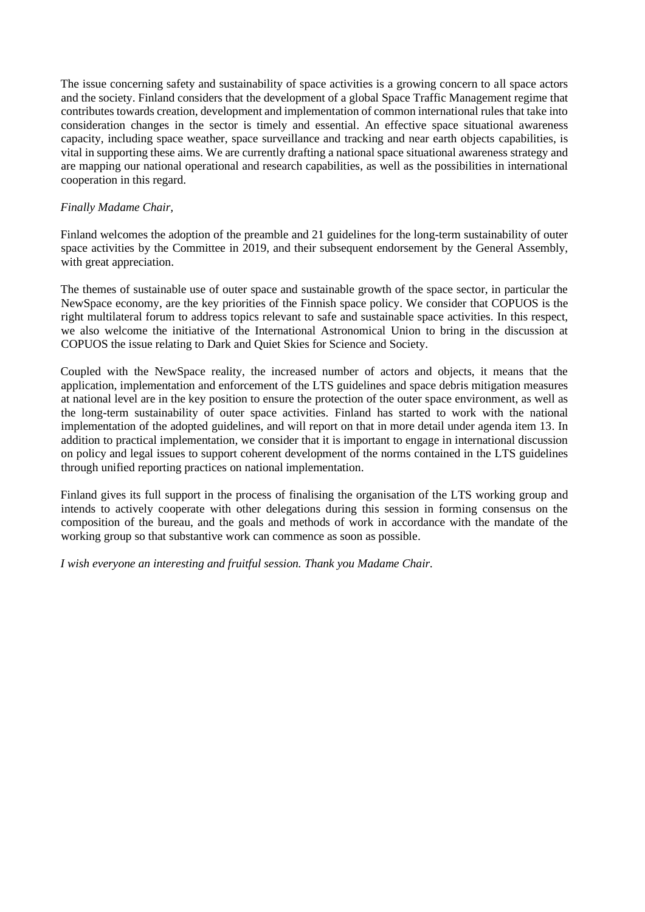The issue concerning safety and sustainability of space activities is a growing concern to all space actors and the society. Finland considers that the development of a global Space Traffic Management regime that contributes towards creation, development and implementation of common international rules that take into consideration changes in the sector is timely and essential. An effective space situational awareness capacity, including space weather, space surveillance and tracking and near earth objects capabilities, is vital in supporting these aims. We are currently drafting a national space situational awareness strategy and are mapping our national operational and research capabilities, as well as the possibilities in international cooperation in this regard.

*Finally Madame Chair,*

Finland welcomes the adoption of the preamble and 21 guidelines for the long-term sustainability of outer space activities by the Committee in 2019, and their subsequent endorsement by the General Assembly, with great appreciation.

The themes of sustainable use of outer space and sustainable growth of the space sector, in particular the NewSpace economy, are the key priorities of the Finnish space policy. We consider that COPUOS is the right multilateral forum to address topics relevant to safe and sustainable space activities. In this respect, we also welcome the initiative of the International Astronomical Union to bring in the discussion at COPUOS the issue relating to Dark and Quiet Skies for Science and Society.

Coupled with the NewSpace reality, the increased number of actors and objects, it means that the application, implementation and enforcement of the LTS guidelines and space debris mitigation measures at national level are in the key position to ensure the protection of the outer space environment, as well as the long-term sustainability of outer space activities. Finland has started to work with the national implementation of the adopted guidelines, and will report on that in more detail under agenda item 13. In addition to practical implementation, we consider that it is important to engage in international discussion on policy and legal issues to support coherent development of the norms contained in the LTS guidelines through unified reporting practices on national implementation.

Finland gives its full support in the process of finalising the organisation of the LTS working group and intends to actively cooperate with other delegations during this session in forming consensus on the composition of the bureau, and the goals and methods of work in accordance with the mandate of the working group so that substantive work can commence as soon as possible.

*I wish everyone an interesting and fruitful session. Thank you Madame Chair.*